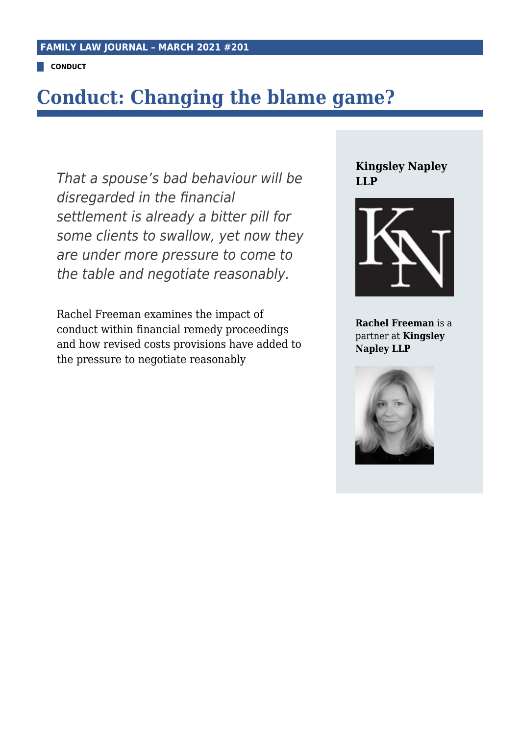**CONDUCT**

# Conduct: Changing the blame game?

*That a spouse's bad behaviour will be disregarded in the financial settlement is already a bitter pill for some clients to swallow, yet now they are under more pressure to come to the table and negotiate reasonably.*

Rachel Freeman examines the impact of conduct within financial remedy proceedings and how revised costs provisions have added to the pressure to negotiate reasonably

**Kingsley Napley LLP**

**Rachel Freeman** is a partner at **Kingsley Napley LLP**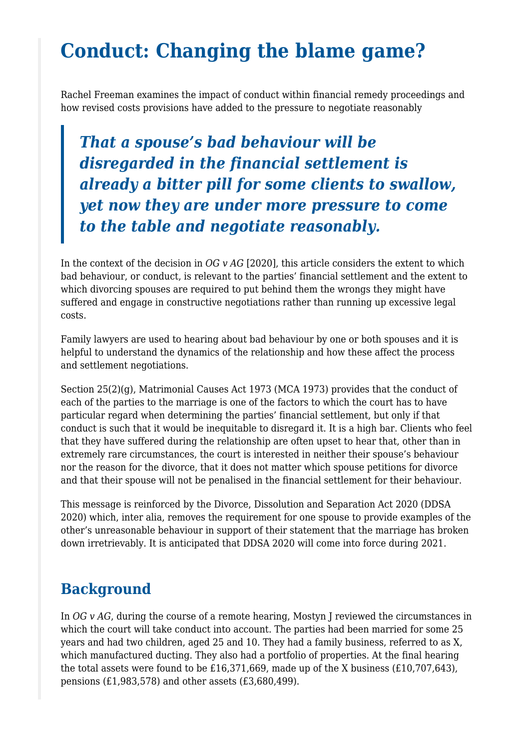# Conduct: Changing the blame game?

Rachel Freeman examines the impact of conduct within financial remedy proceedings and how revised costs provisions have added to the pressure to negotiate reasonably

> ***That a spouse's bad behaviour will be disregarded in the financial settlement is already a bitter pill for some clients to swallow, yet now they are under more pressure to come to the table and negotiate reasonably.***

In the context of the decision in *OG v AG* [2020], this article considers the extent to which bad behaviour, or conduct, is relevant to the parties' financial settlement and the extent to which divorcing spouses are required to put behind them the wrongs they might have suffered and engage in constructive negotiations rather than running up excessive legal costs.

Family lawyers are used to hearing about bad behaviour by one or both spouses and it is helpful to understand the dynamics of the relationship and how these affect the process and settlement negotiations.

Section 25(2)(g), Matrimonial Causes Act 1973 (MCA 1973) provides that the conduct of each of the parties to the marriage is one of the factors to which the court has to have particular regard when determining the parties' financial settlement, but only if that conduct is such that it would be inequitable to disregard it. It is a high bar. Clients who feel that they have suffered during the relationship are often upset to hear that, other than in extremely rare circumstances, the court is interested in neither their spouse's behaviour nor the reason for the divorce, that it does not matter which spouse petitions for divorce and that their spouse will not be penalised in the financial settlement for their behaviour.

This message is reinforced by the Divorce, Dissolution and Separation Act 2020 (DDSA 2020) which, inter alia, removes the requirement for one spouse to provide examples of the other's unreasonable behaviour in support of their statement that the marriage has broken down irretrievably. It is anticipated that DDSA 2020 will come into force during 2021.

## Background

In *OG v AG*, during the course of a remote hearing, Mostyn J reviewed the circumstances in which the court will take conduct into account. The parties had been married for some 25 years and had two children, aged 25 and 10. They had a family business, referred to as X, which manufactured ducting. They also had a portfolio of properties. At the final hearing the total assets were found to be £16,371,669, made up of the X business (£10,707,643), pensions (£1,983,578) and other assets (£3,680,499).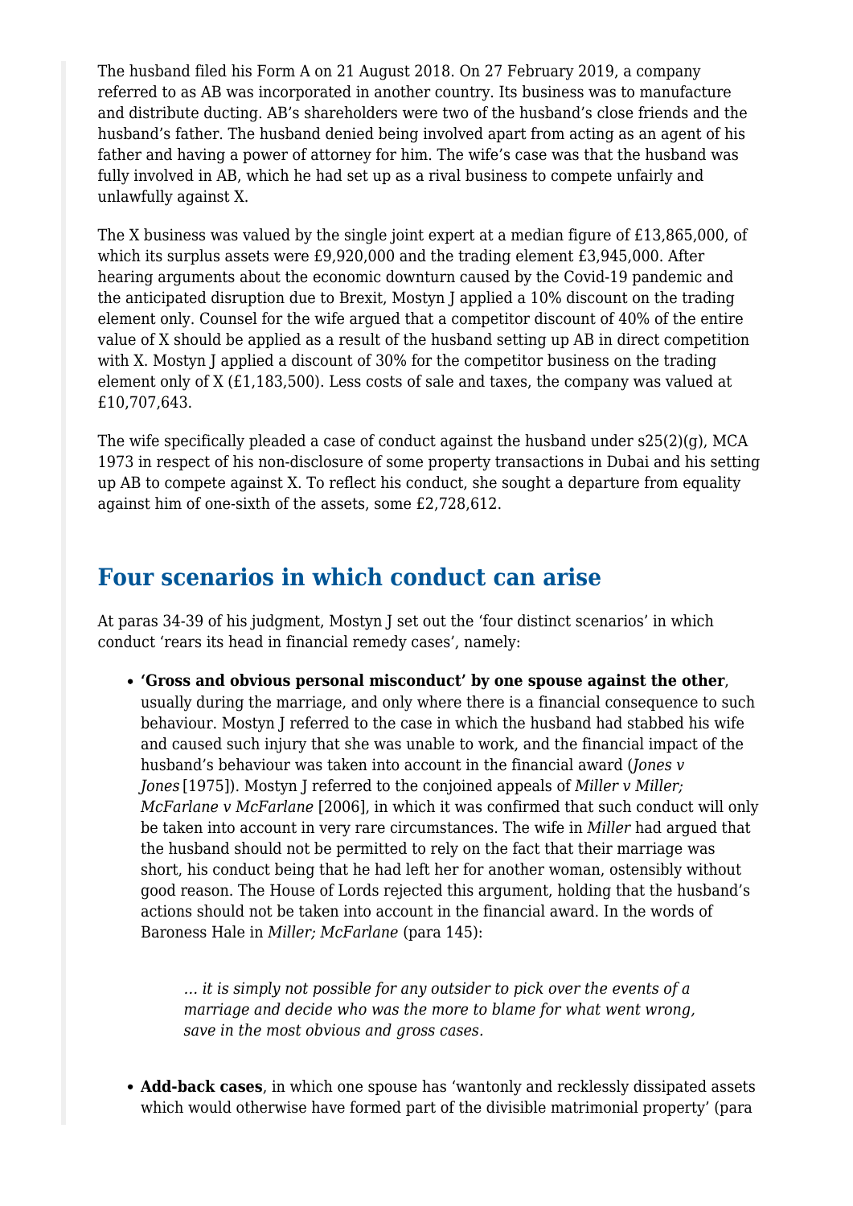The husband filed his Form A on 21 August 2018. On 27 February 2019, a company referred to as AB was incorporated in another country. Its business was to manufacture and distribute ducting. AB's shareholders were two of the husband's close friends and the husband's father. The husband denied being involved apart from acting as an agent of his father and having a power of attorney for him. The wife's case was that the husband was fully involved in AB, which he had set up as a rival business to compete unfairly and unlawfully against X.

The X business was valued by the single joint expert at a median figure of £13,865,000, of which its surplus assets were £9,920,000 and the trading element £3,945,000. After hearing arguments about the economic downturn caused by the Covid-19 pandemic and the anticipated disruption due to Brexit, Mostyn J applied a 10% discount on the trading element only. Counsel for the wife argued that a competitor discount of 40% of the entire value of X should be applied as a result of the husband setting up AB in direct competition with X. Mostyn J applied a discount of 30% for the competitor business on the trading element only of X (£1,183,500). Less costs of sale and taxes, the company was valued at £10,707,643.

The wife specifically pleaded a case of conduct against the husband under s25(2)(g), MCA 1973 in respect of his non-disclosure of some property transactions in Dubai and his setting up AB to compete against X. To reflect his conduct, she sought a departure from equality against him of one-sixth of the assets, some £2,728,612.

## Four scenarios in which conduct can arise

At paras 34-39 of his judgment, Mostyn J set out the 'four distinct scenarios' in which conduct 'rears its head in financial remedy cases', namely:

- **'Gross and obvious personal misconduct' by one spouse against the other**, usually during the marriage, and only where there is a financial consequence to such behaviour. Mostyn J referred to the case in which the husband had stabbed his wife and caused such injury that she was unable to work, and the financial impact of the husband's behaviour was taken into account in the financial award (*Jones v Jones* [1975]). Mostyn J referred to the conjoined appeals of *Miller v Miller; McFarlane v McFarlane* [2006], in which it was confirmed that such conduct will only be taken into account in very rare circumstances. The wife in *Miller* had argued that the husband should not be permitted to rely on the fact that their marriage was short, his conduct being that he had left her for another woman, ostensibly without good reason. The House of Lords rejected this argument, holding that the husband's actions should not be taken into account in the financial award. In the words of Baroness Hale in *Miller; McFarlane* (para 145):

  > *… it is simply not possible for any outsider to pick over the events of a marriage and decide who was the more to blame for what went wrong, save in the most obvious and gross cases.*

- **Add-back cases**, in which one spouse has 'wantonly and recklessly dissipated assets which would otherwise have formed part of the divisible matrimonial property' (para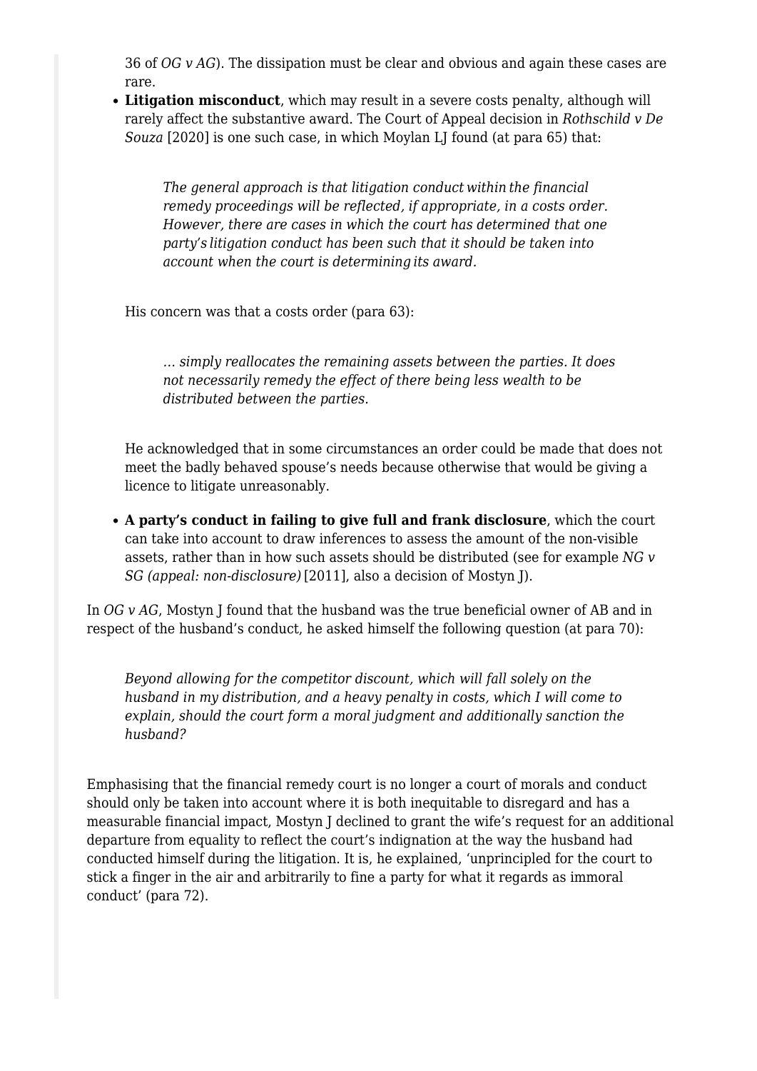36 of *OG v AG*). The dissipation must be clear and obvious and again these cases are rare.

- **Litigation misconduct**, which may result in a severe costs penalty, although will rarely affect the substantive award. The Court of Appeal decision in *Rothschild v De Souza* [2020] is one such case, in which Moylan LJ found (at para 65) that:

  > *The general approach is that litigation conduct within the financial remedy proceedings will be reflected, if appropriate, in a costs order. However, there are cases in which the court has determined that one party's litigation conduct has been such that it should be taken into account when the court is determining its award.*

  His concern was that a costs order (para 63):

  > *… simply reallocates the remaining assets between the parties. It does not necessarily remedy the effect of there being less wealth to be distributed between the parties.*

  He acknowledged that in some circumstances an order could be made that does not meet the badly behaved spouse's needs because otherwise that would be giving a licence to litigate unreasonably.

- **A party's conduct in failing to give full and frank disclosure**, which the court can take into account to draw inferences to assess the amount of the non-visible assets, rather than in how such assets should be distributed (see for example *NG v SG (appeal: non-disclosure)* [2011], also a decision of Mostyn J).

In *OG v AG*, Mostyn J found that the husband was the true beneficial owner of AB and in respect of the husband's conduct, he asked himself the following question (at para 70):

> *Beyond allowing for the competitor discount, which will fall solely on the husband in my distribution, and a heavy penalty in costs, which I will come to explain, should the court form a moral judgment and additionally sanction the husband?*

Emphasising that the financial remedy court is no longer a court of morals and conduct should only be taken into account where it is both inequitable to disregard and has a measurable financial impact, Mostyn J declined to grant the wife's request for an additional departure from equality to reflect the court's indignation at the way the husband had conducted himself during the litigation. It is, he explained, 'unprincipled for the court to stick a finger in the air and arbitrarily to fine a party for what it regards as immoral conduct' (para 72).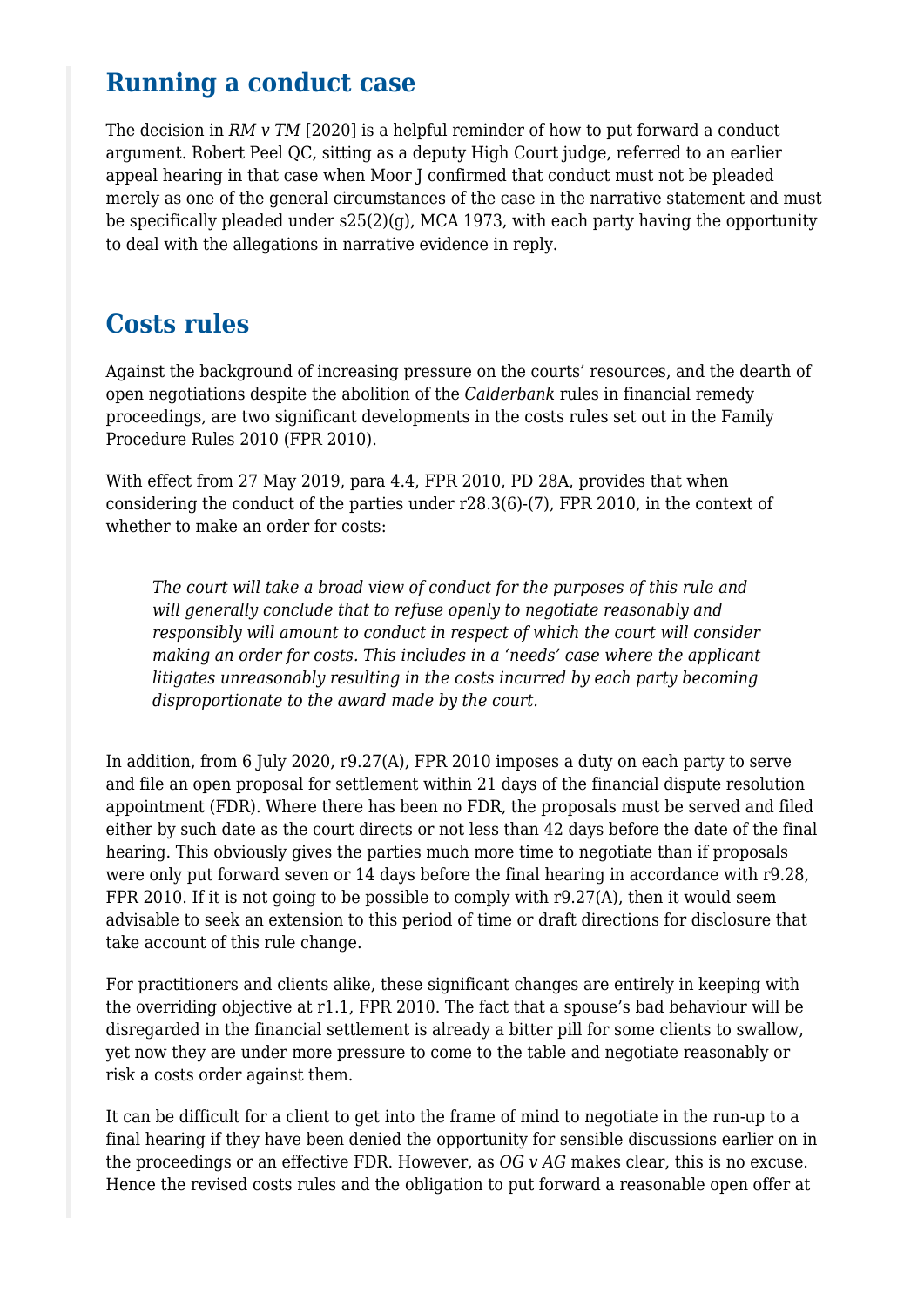## Running a conduct case

The decision in *RM v TM* [2020] is a helpful reminder of how to put forward a conduct argument. Robert Peel QC, sitting as a deputy High Court judge, referred to an earlier appeal hearing in that case when Moor J confirmed that conduct must not be pleaded merely as one of the general circumstances of the case in the narrative statement and must be specifically pleaded under s25(2)(g), MCA 1973, with each party having the opportunity to deal with the allegations in narrative evidence in reply.

## Costs rules

Against the background of increasing pressure on the courts' resources, and the dearth of open negotiations despite the abolition of the *Calderbank* rules in financial remedy proceedings, are two significant developments in the costs rules set out in the Family Procedure Rules 2010 (FPR 2010).

With effect from 27 May 2019, para 4.4, FPR 2010, PD 28A, provides that when considering the conduct of the parties under r28.3(6)-(7), FPR 2010, in the context of whether to make an order for costs:

> *The court will take a broad view of conduct for the purposes of this rule and will generally conclude that to refuse openly to negotiate reasonably and responsibly will amount to conduct in respect of which the court will consider making an order for costs. This includes in a 'needs' case where the applicant litigates unreasonably resulting in the costs incurred by each party becoming disproportionate to the award made by the court.*

In addition, from 6 July 2020, r9.27(A), FPR 2010 imposes a duty on each party to serve and file an open proposal for settlement within 21 days of the financial dispute resolution appointment (FDR). Where there has been no FDR, the proposals must be served and filed either by such date as the court directs or not less than 42 days before the date of the final hearing. This obviously gives the parties much more time to negotiate than if proposals were only put forward seven or 14 days before the final hearing in accordance with r9.28, FPR 2010. If it is not going to be possible to comply with r9.27(A), then it would seem advisable to seek an extension to this period of time or draft directions for disclosure that take account of this rule change.

For practitioners and clients alike, these significant changes are entirely in keeping with the overriding objective at r1.1, FPR 2010. The fact that a spouse's bad behaviour will be disregarded in the financial settlement is already a bitter pill for some clients to swallow, yet now they are under more pressure to come to the table and negotiate reasonably or risk a costs order against them.

It can be difficult for a client to get into the frame of mind to negotiate in the run-up to a final hearing if they have been denied the opportunity for sensible discussions earlier on in the proceedings or an effective FDR. However, as *OG v AG* makes clear, this is no excuse. Hence the revised costs rules and the obligation to put forward a reasonable open offer at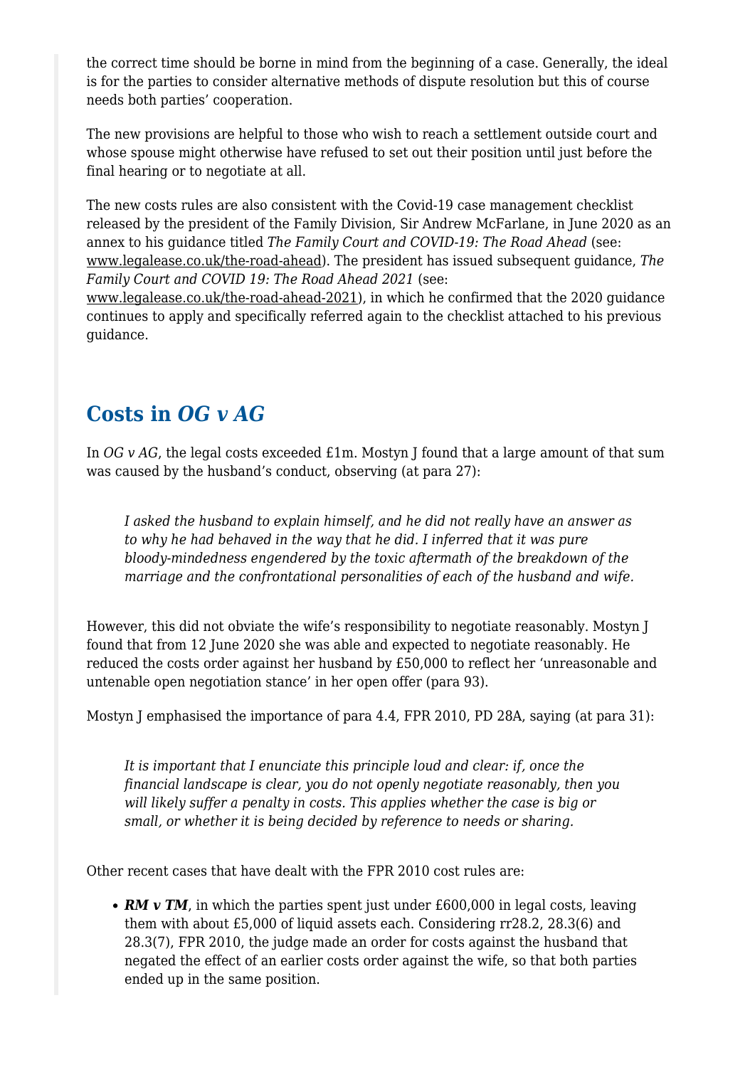the correct time should be borne in mind from the beginning of a case. Generally, the ideal is for the parties to consider alternative methods of dispute resolution but this of course needs both parties' cooperation.

The new provisions are helpful to those who wish to reach a settlement outside court and whose spouse might otherwise have refused to set out their position until just before the final hearing or to negotiate at all.

The new costs rules are also consistent with the Covid-19 case management checklist released by the president of the Family Division, Sir Andrew McFarlane, in June 2020 as an annex to his guidance titled *The Family Court and COVID-19: The Road Ahead* (see: www.legalease.co.uk/the-road-ahead). The president has issued subsequent guidance, *The Family Court and COVID 19: The Road Ahead 2021* (see: www.legalease.co.uk/the-road-ahead-2021), in which he confirmed that the 2020 guidance continues to apply and specifically referred again to the checklist attached to his previous guidance.

## Costs in *OG v AG*

In *OG v AG*, the legal costs exceeded £1m. Mostyn J found that a large amount of that sum was caused by the husband's conduct, observing (at para 27):

> *I asked the husband to explain himself, and he did not really have an answer as to why he had behaved in the way that he did. I inferred that it was pure bloody-mindedness engendered by the toxic aftermath of the breakdown of the marriage and the confrontational personalities of each of the husband and wife.*

However, this did not obviate the wife's responsibility to negotiate reasonably. Mostyn J found that from 12 June 2020 she was able and expected to negotiate reasonably. He reduced the costs order against her husband by £50,000 to reflect her 'unreasonable and untenable open negotiation stance' in her open offer (para 93).

Mostyn J emphasised the importance of para 4.4, FPR 2010, PD 28A, saying (at para 31):

> *It is important that I enunciate this principle loud and clear: if, once the financial landscape is clear, you do not openly negotiate reasonably, then you will likely suffer a penalty in costs. This applies whether the case is big or small, or whether it is being decided by reference to needs or sharing.*

Other recent cases that have dealt with the FPR 2010 cost rules are:

- ***RM v TM***, in which the parties spent just under £600,000 in legal costs, leaving them with about £5,000 of liquid assets each. Considering rr28.2, 28.3(6) and 28.3(7), FPR 2010, the judge made an order for costs against the husband that negated the effect of an earlier costs order against the wife, so that both parties ended up in the same position.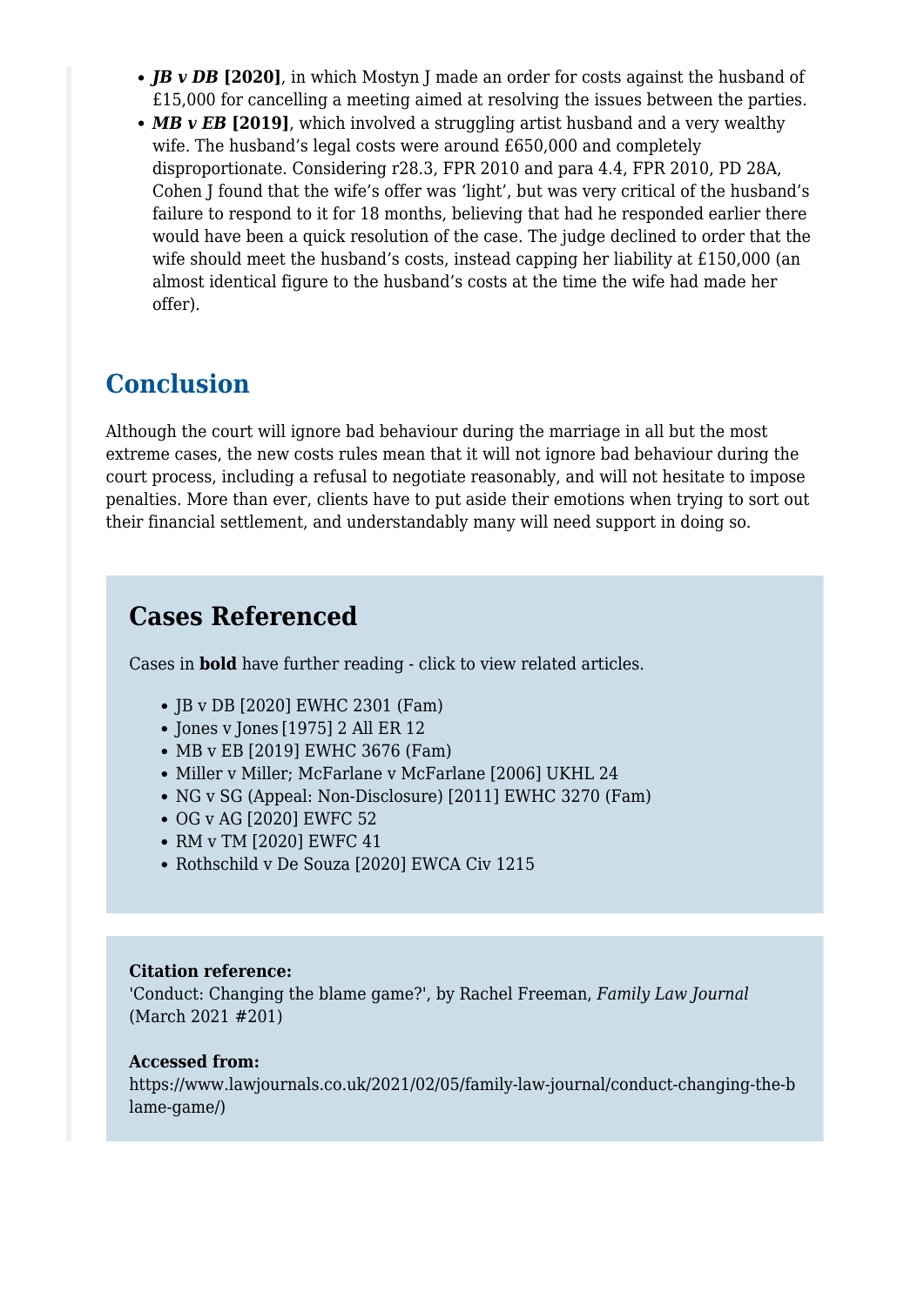- ***JB v DB* [2020]**, in which Mostyn J made an order for costs against the husband of £15,000 for cancelling a meeting aimed at resolving the issues between the parties.
- ***MB v EB* [2019]**, which involved a struggling artist husband and a very wealthy wife. The husband's legal costs were around £650,000 and completely disproportionate. Considering r28.3, FPR 2010 and para 4.4, FPR 2010, PD 28A, Cohen J found that the wife's offer was 'light', but was very critical of the husband's failure to respond to it for 18 months, believing that had he responded earlier there would have been a quick resolution of the case. The judge declined to order that the wife should meet the husband's costs, instead capping her liability at £150,000 (an almost identical figure to the husband's costs at the time the wife had made her offer).

## Conclusion

Although the court will ignore bad behaviour during the marriage in all but the most extreme cases, the new costs rules mean that it will not ignore bad behaviour during the court process, including a refusal to negotiate reasonably, and will not hesitate to impose penalties. More than ever, clients have to put aside their emotions when trying to sort out their financial settlement, and understandably many will need support in doing so.

## Cases Referenced

Cases in **bold** have further reading - click to view related articles.

- JB v DB [2020] EWHC 2301 (Fam)
- Jones v Jones [1975] 2 All ER 12
- MB v EB [2019] EWHC 3676 (Fam)
- Miller v Miller; McFarlane v McFarlane [2006] UKHL 24
- NG v SG (Appeal: Non-Disclosure) [2011] EWHC 3270 (Fam)
- OG v AG [2020] EWFC 52
- RM v TM [2020] EWFC 41
- Rothschild v De Souza [2020] EWCA Civ 1215

**Citation reference:**
'Conduct: Changing the blame game?', by Rachel Freeman, *Family Law Journal* (March 2021 #201)

**Accessed from:**
https://www.lawjournals.co.uk/2021/02/05/family-law-journal/conduct-changing-the-blame-game/)